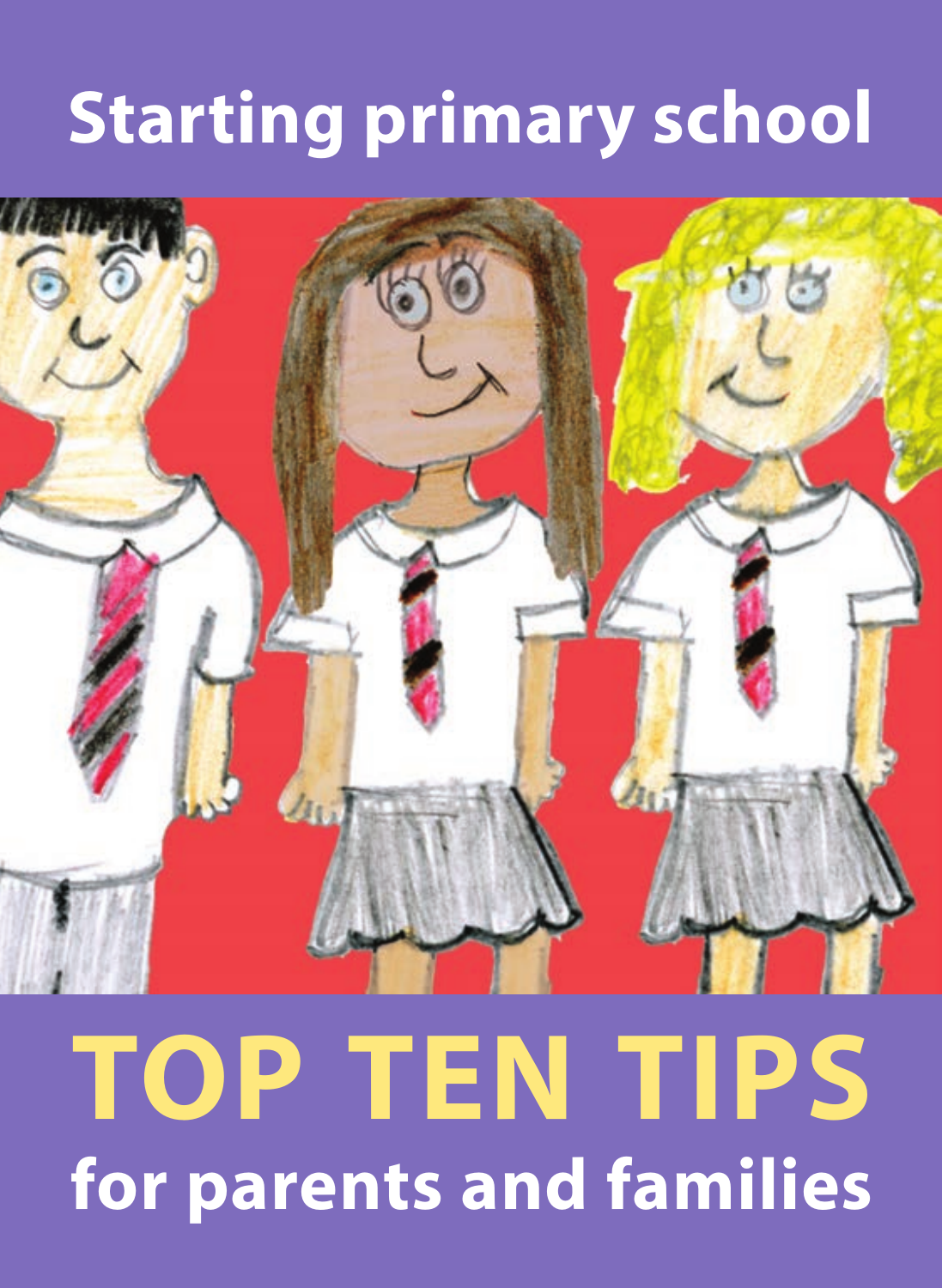# Starting primary school

# TOP TEN TIPS

## for parents and families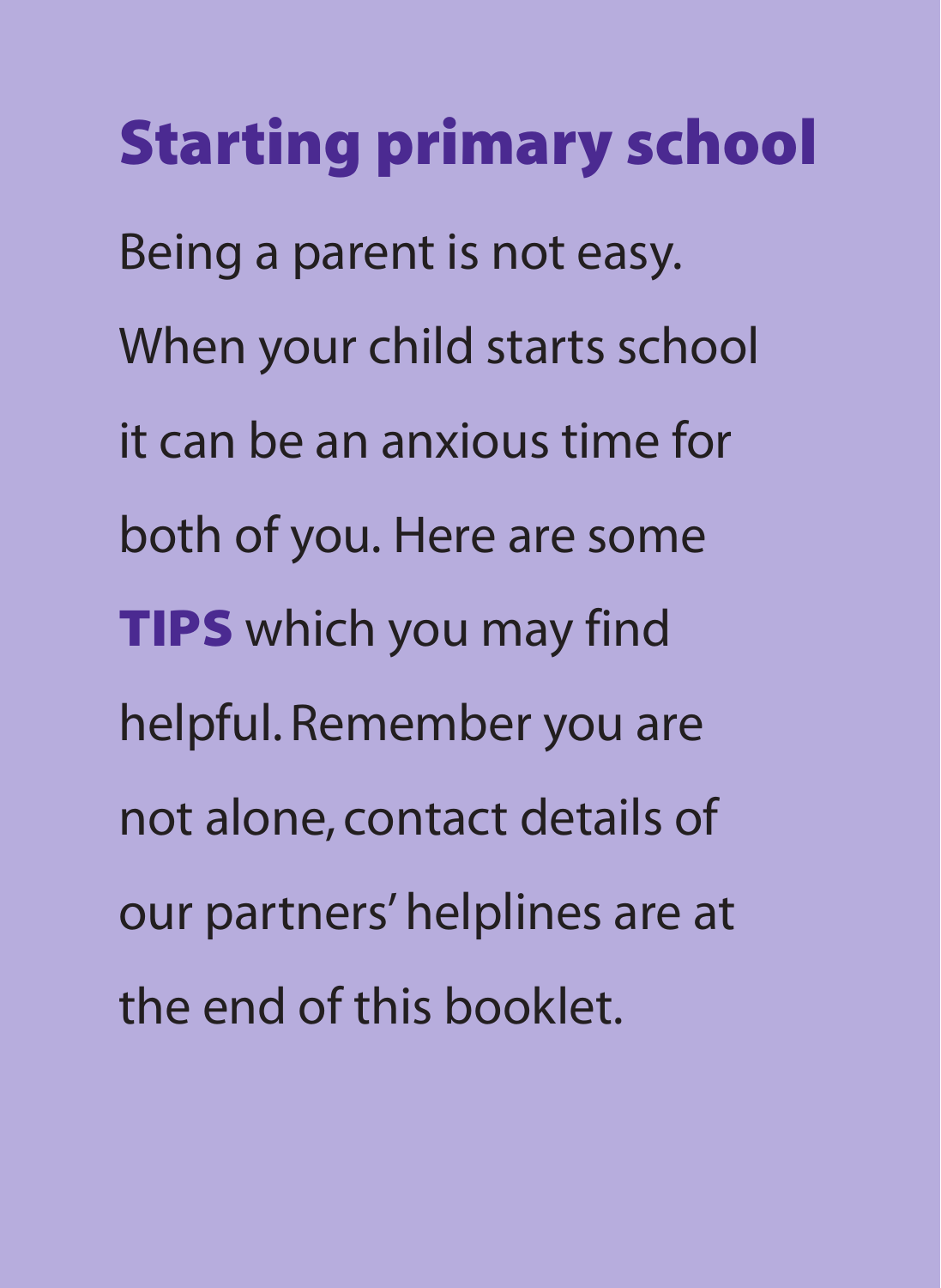# Starting primary school

Being a parent is not easy. When your child starts school it can be an anxious time for both of you. Here are some **TIPS** which you may find helpful. Remember you are not alone, contact details of our partners' helplines are at the end of this booklet.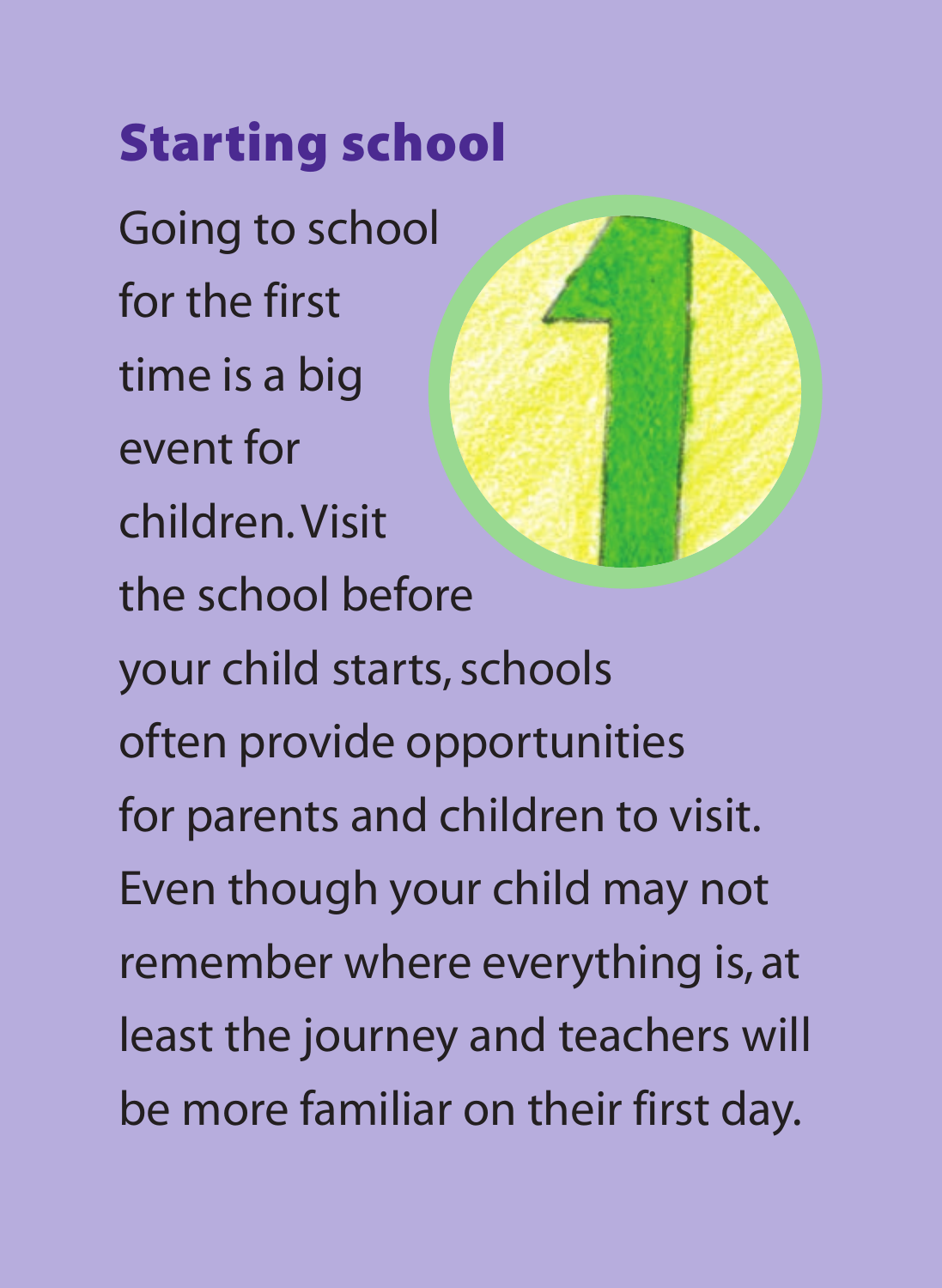## Starting school

Going to school for the first time is a big event for children. Visit the school before your child starts, schools often provide opportunities for parents and children to visit. Even though your child may not remember where everything is, at least the journey and teachers will be more familiar on their first day.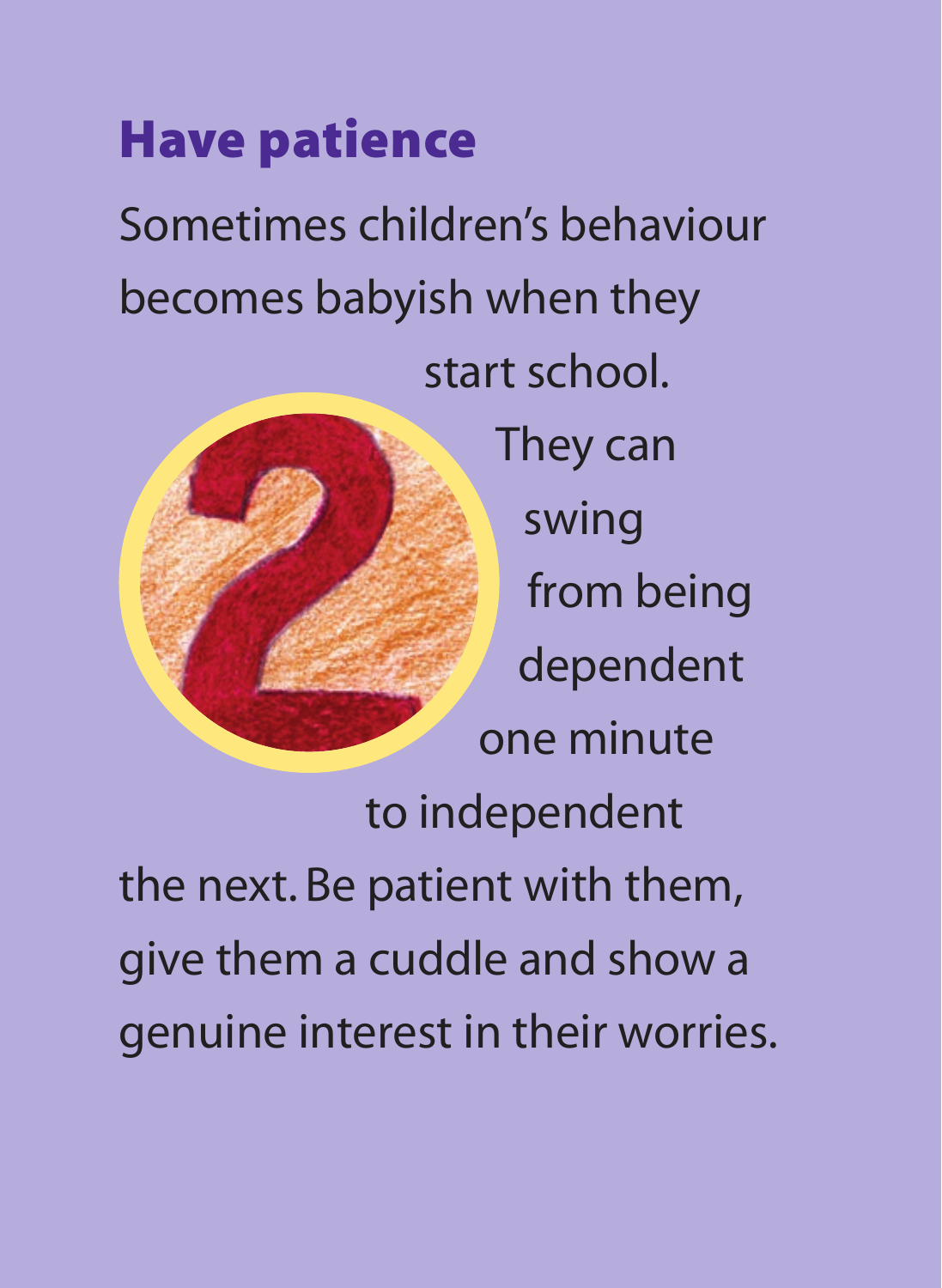## Have patience

Sometimes children's behaviour becomes babyish when they start school. They can swing from being dependent one minute to independent the next. Be patient with them, give them a cuddle and show a genuine interest in their worries.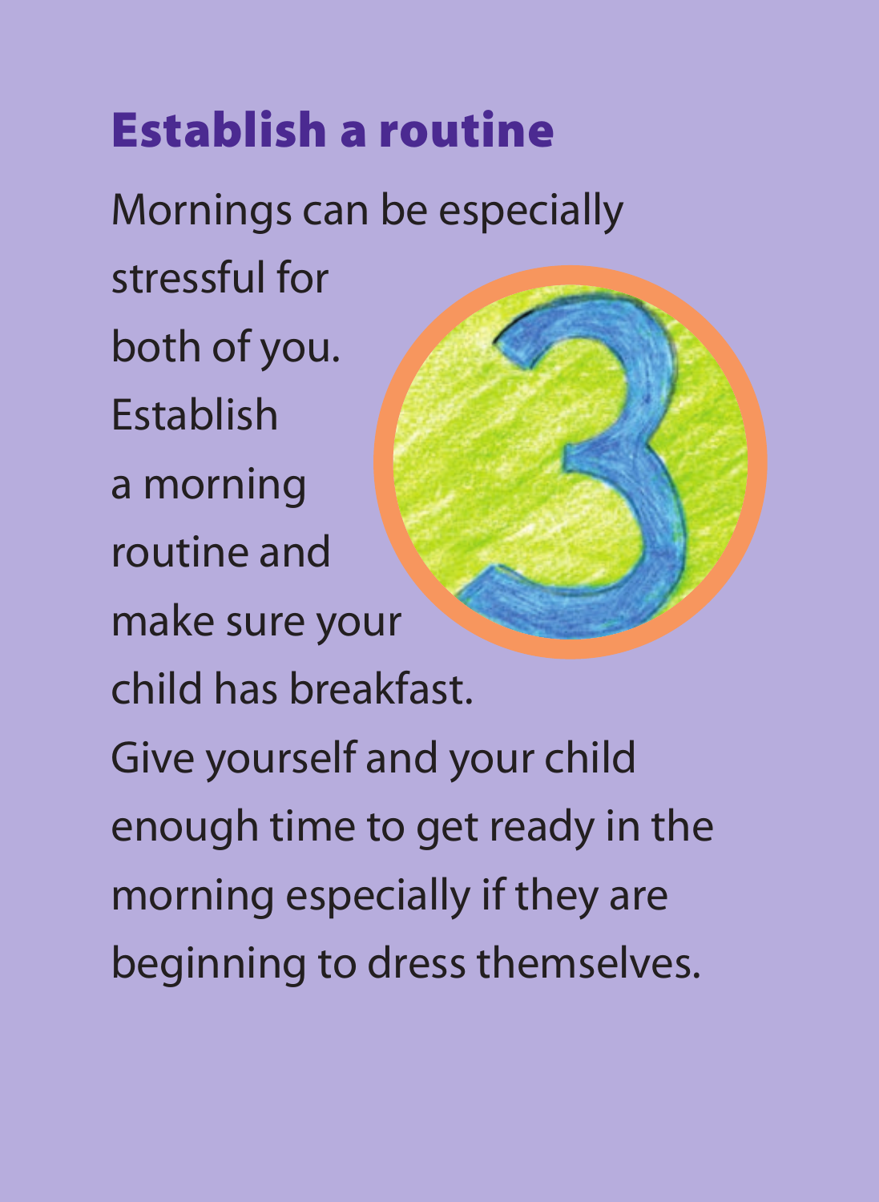## Establish a routine

Mornings can be especially stressful for both of you. Establish a morning routine and make sure your child has breakfast. Give yourself and your child enough time to get ready in the morning especially if they are beginning to dress themselves.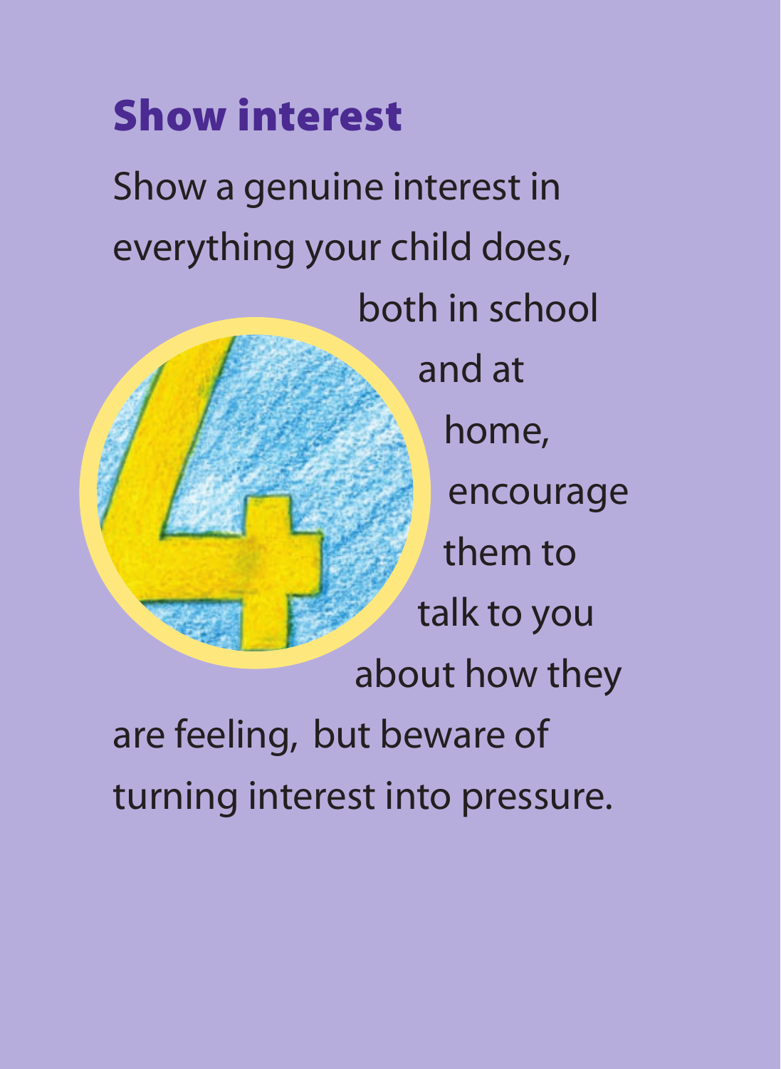## Show interest

Show a genuine interest in everything your child does, both in school and at home, encourage them to talk to you about how they are feeling, but beware of turning interest into pressure.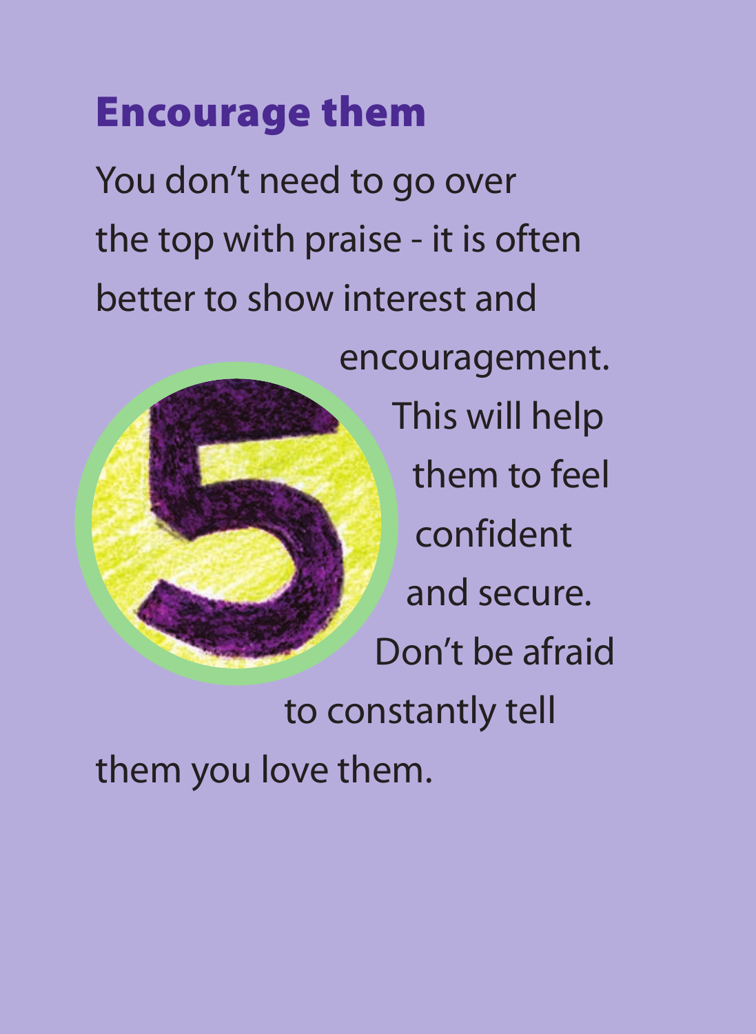## Encourage them

You don't need to go over the top with praise - it is often better to show interest and encouragement. This will help them to feel confident and secure. Don't be afraid to constantly tell them you love them.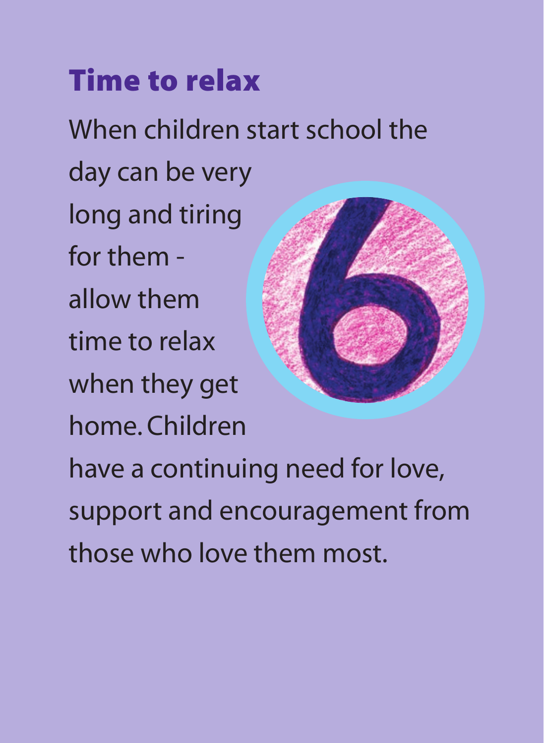## Time to relax

When children start school the day can be very long and tiring for them - allow them time to relax when they get home. Children have a continuing need for love, support and encouragement from those who love them most.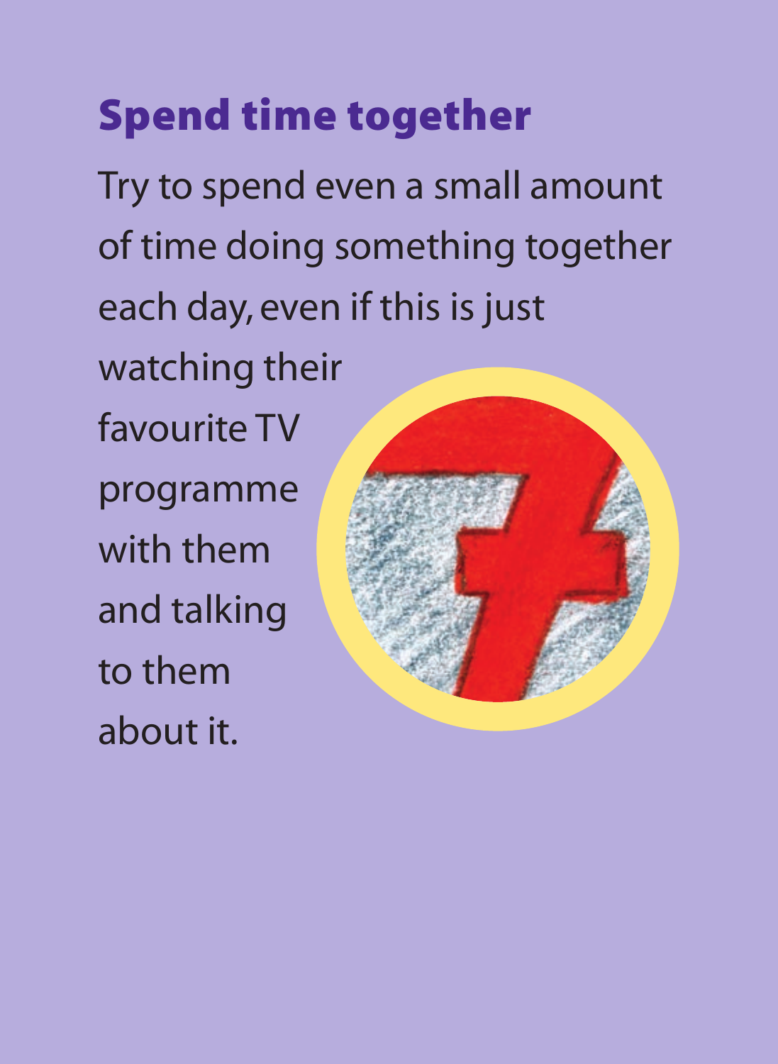## Spend time together

Try to spend even a small amount of time doing something together each day, even if this is just watching their favourite TV programme with them and talking to them about it.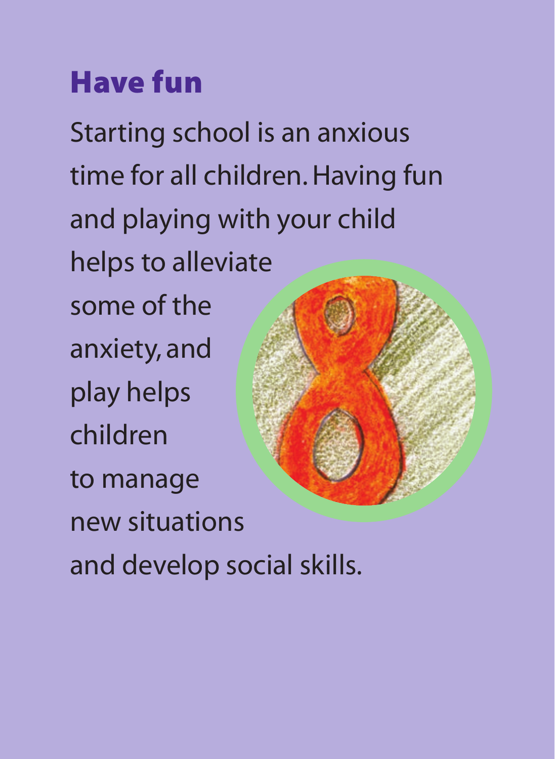## Have fun

Starting school is an anxious time for all children. Having fun and playing with your child helps to alleviate some of the anxiety, and play helps children to manage new situations and develop social skills.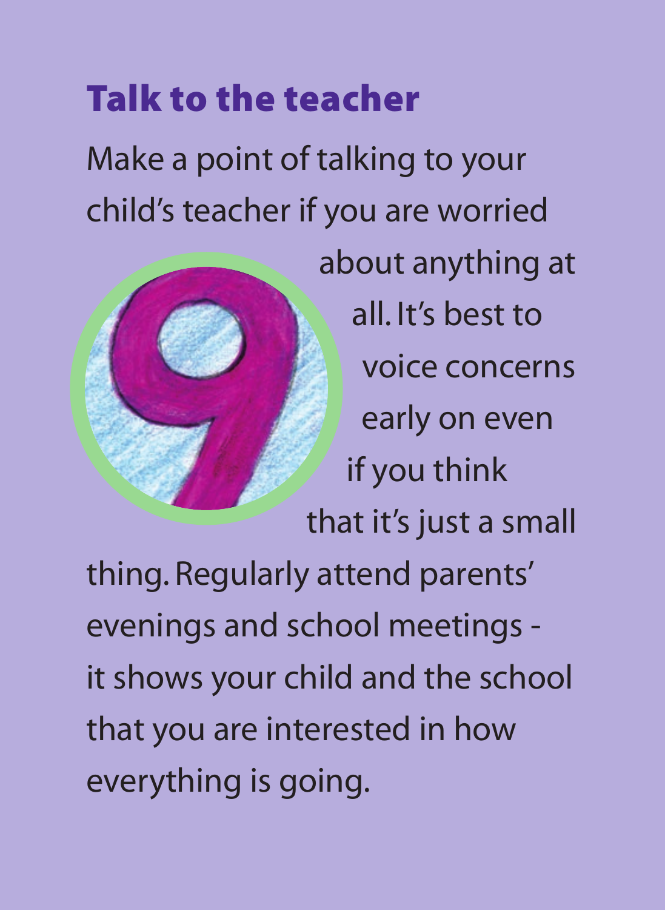## Talk to the teacher

Make a point of talking to your child's teacher if you are worried about anything at all. It's best to voice concerns early on even if you think that it's just a small thing. Regularly attend parents' evenings and school meetings - it shows your child and the school that you are interested in how everything is going.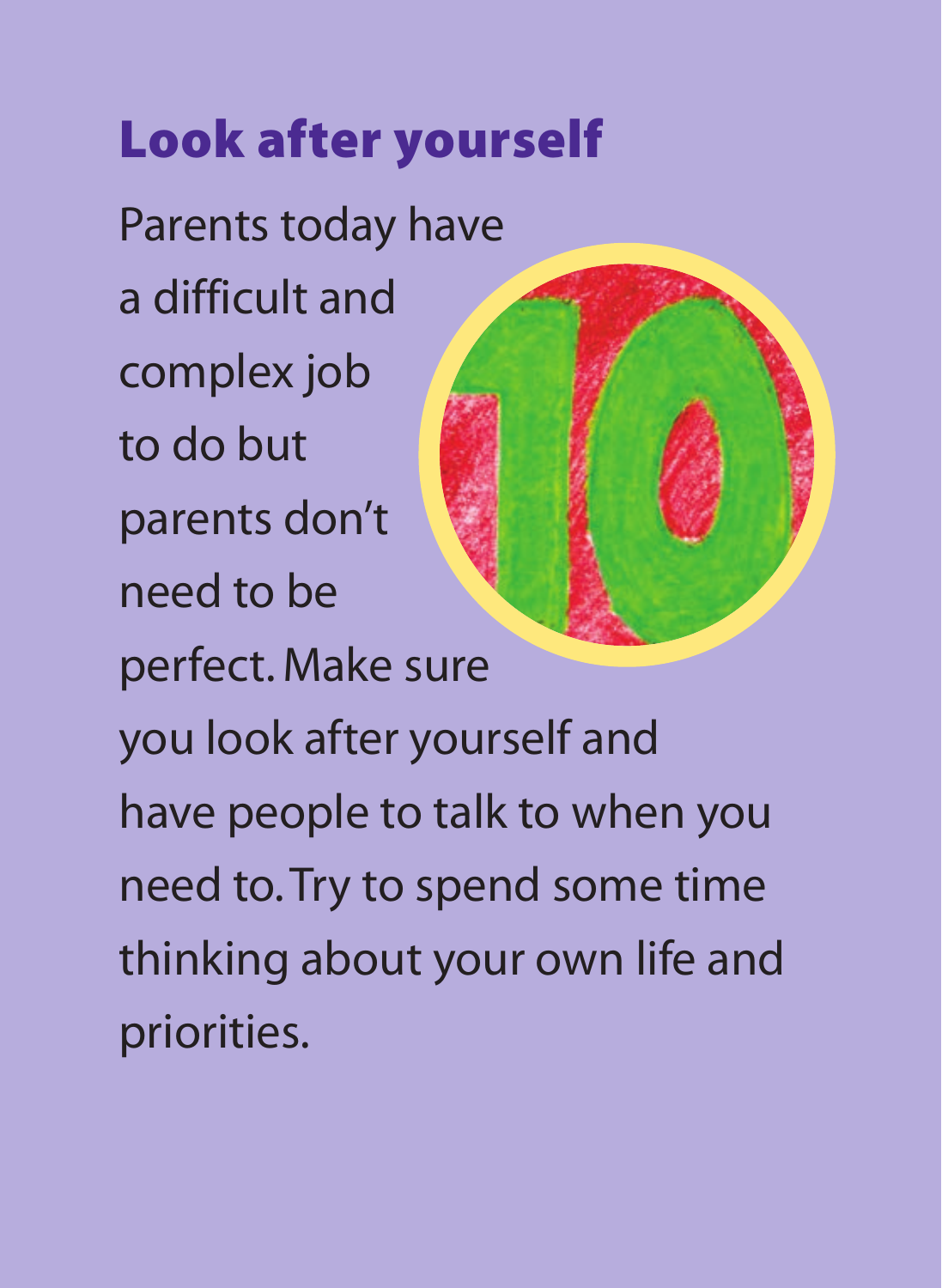## Look after yourself

Parents today have a difficult and complex job to do but parents don't need to be perfect. Make sure you look after yourself and have people to talk to when you need to. Try to spend some time thinking about your own life and priorities.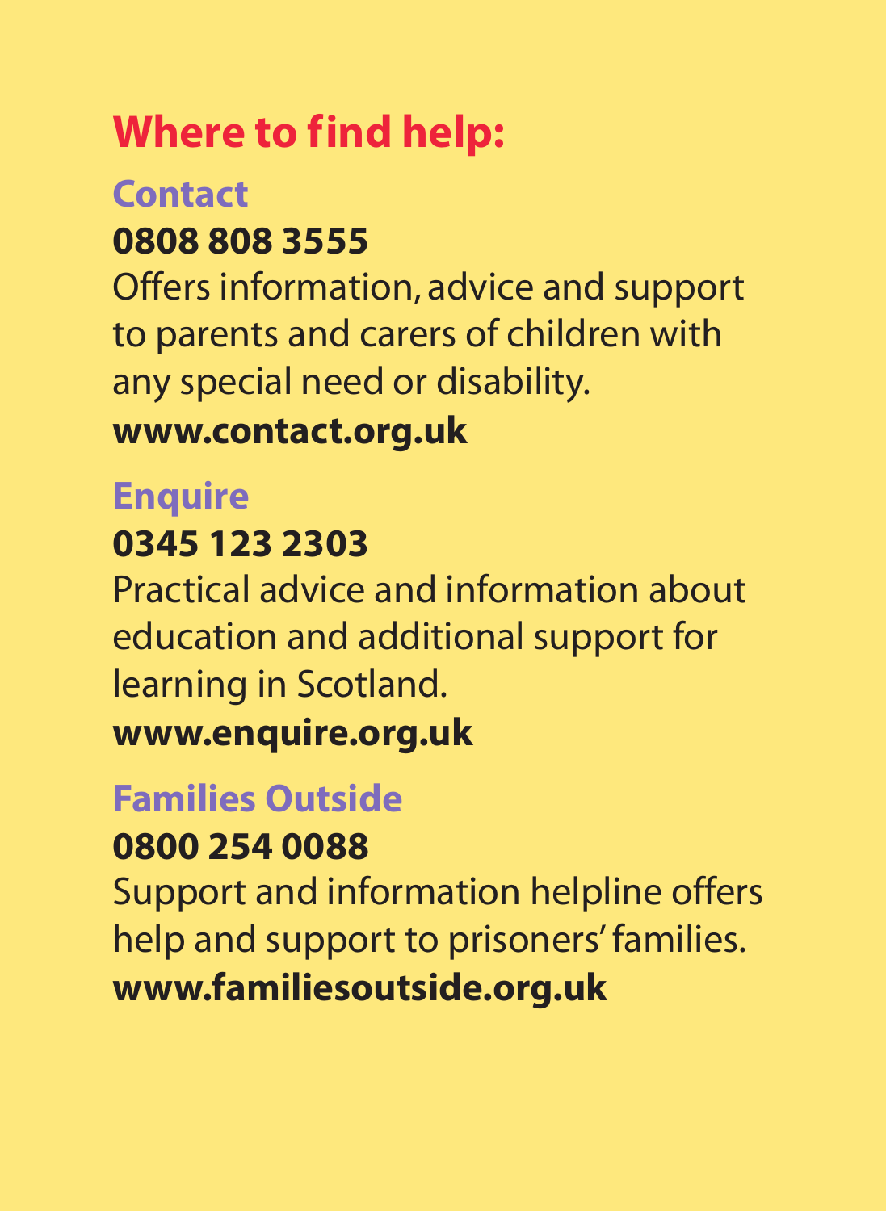## Where to find help:

### Contact

**0808 808 3555**

Offers information, advice and support to parents and carers of children with any special need or disability.

**www.contact.org.uk**

### Enquire

**0345 123 2303**

Practical advice and information about education and additional support for learning in Scotland.

**www.enquire.org.uk**

### Families Outside

**0800 254 0088**

Support and information helpline offers help and support to prisoners' families.

**www.familiesoutside.org.uk**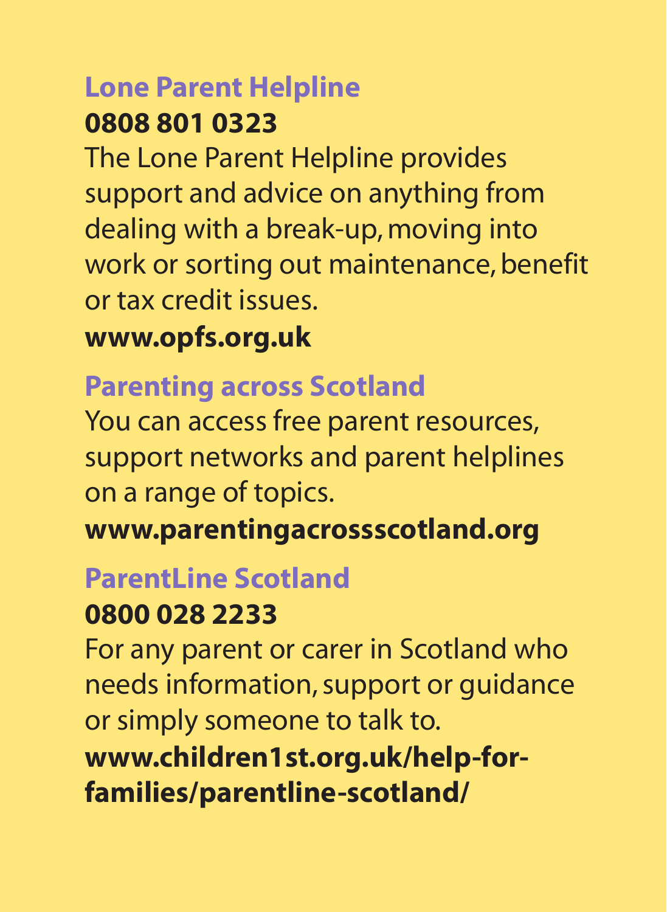## Lone Parent Helpline

**0808 801 0323**

The Lone Parent Helpline provides support and advice on anything from dealing with a break-up, moving into work or sorting out maintenance, benefit or tax credit issues.

**www.opfs.org.uk**

## Parenting across Scotland

You can access free parent resources, support networks and parent helplines on a range of topics.

**www.parentingacrossscotland.org**

## ParentLine Scotland

**0800 028 2233**

For any parent or carer in Scotland who needs information, support or guidance or simply someone to talk to.

**www.children1st.org.uk/help-for-families/parentline-scotland/**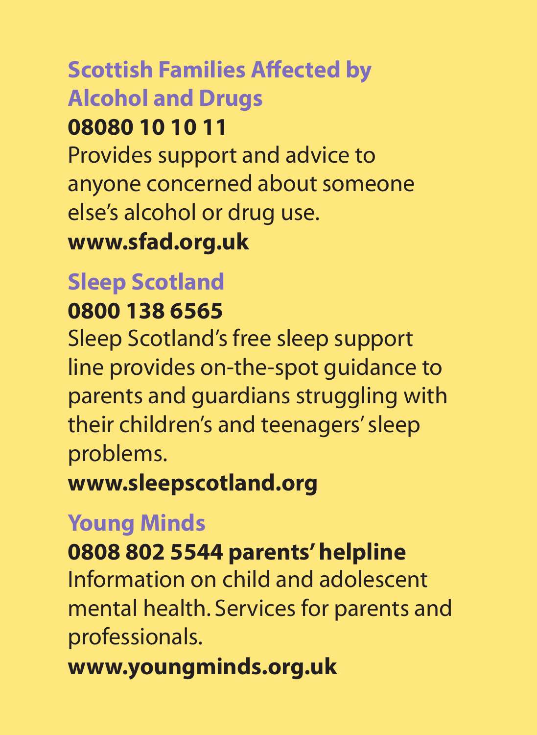### Scottish Families Affected by Alcohol and Drugs

**08080 10 10 11**

Provides support and advice to anyone concerned about someone else's alcohol or drug use.

**www.sfad.org.uk**

### Sleep Scotland

**0800 138 6565**

Sleep Scotland's free sleep support line provides on-the-spot guidance to parents and guardians struggling with their children's and teenagers' sleep problems.

**www.sleepscotland.org**

### Young Minds

**0808 802 5544 parents' helpline**

Information on child and adolescent mental health. Services for parents and professionals.

**www.youngminds.org.uk**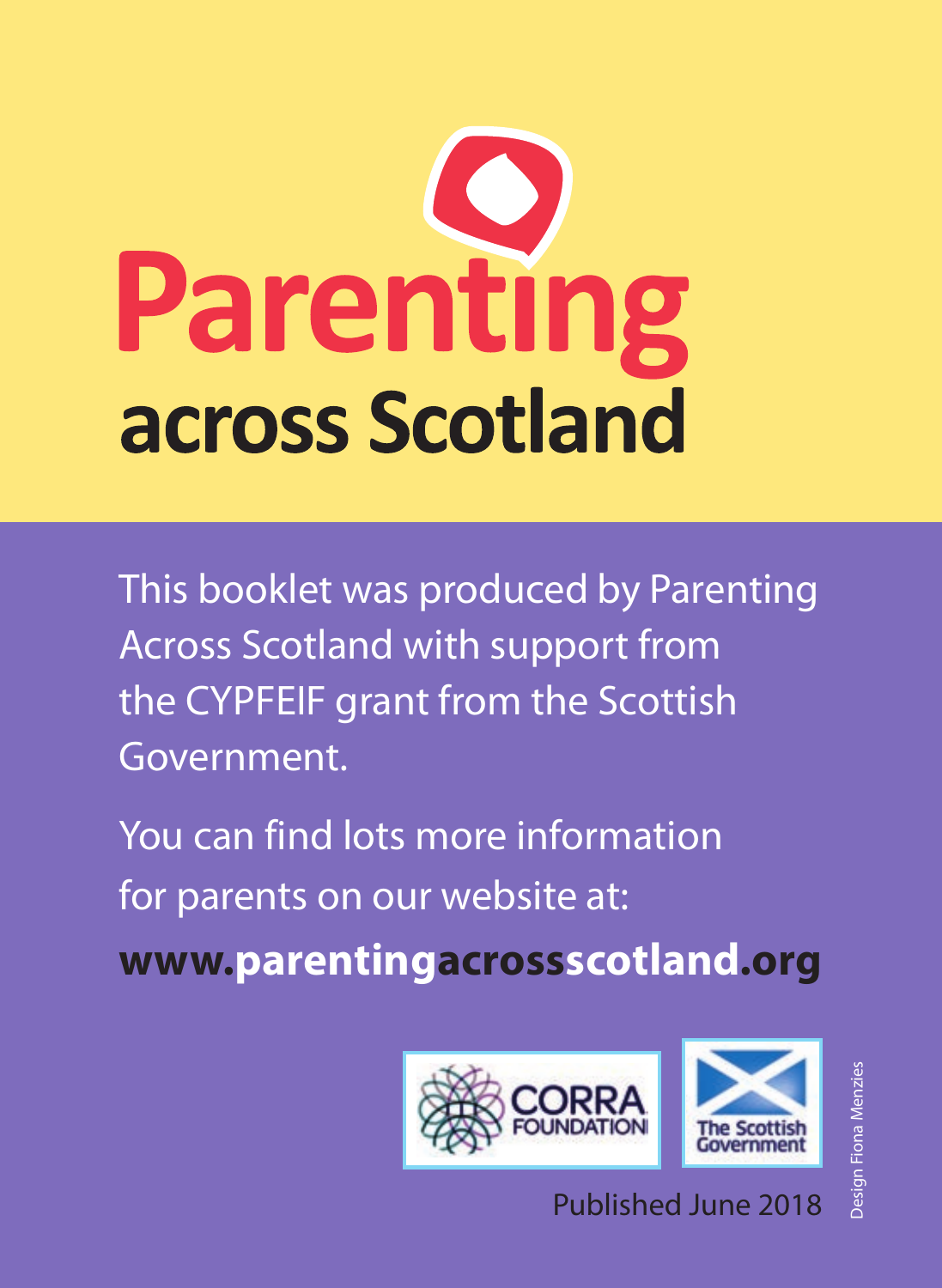# Parenting across Scotland

This booklet was produced by Parenting Across Scotland with support from the CYPFEIF grant from the Scottish Government.

You can find lots more information for parents on our website at:

**www.parentingacrossscotland.org**

CORRA FOUNDATION

The Scottish Government

Published June 2018

Design Fiona Menzies